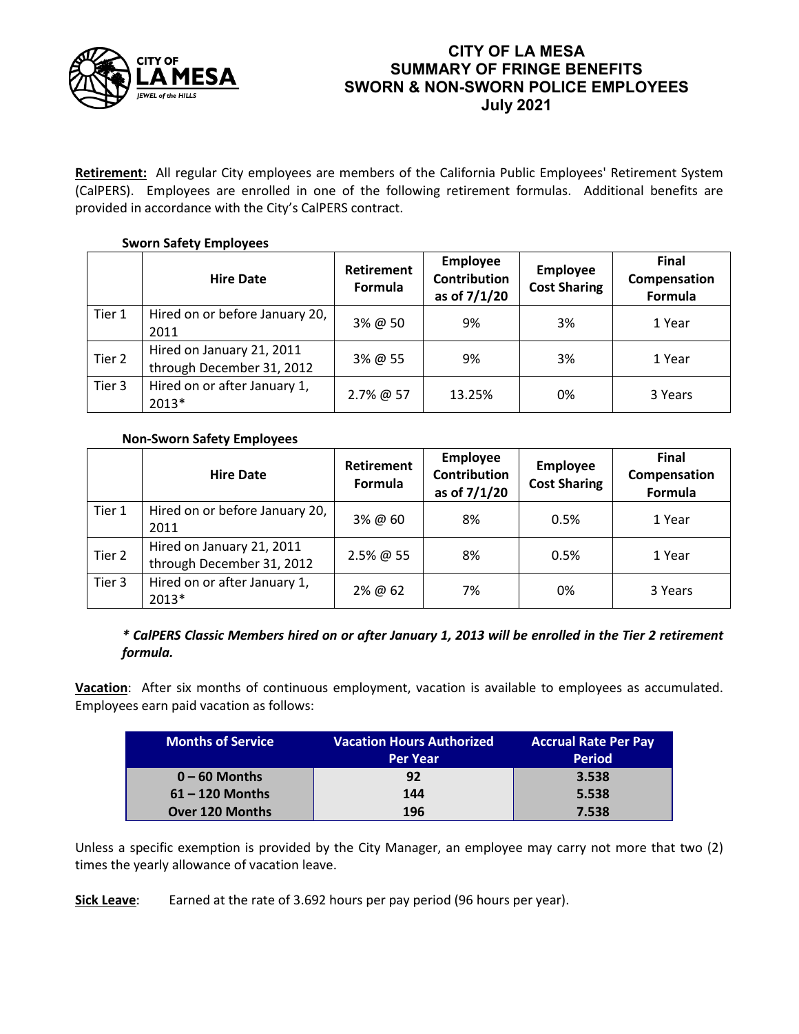# CITY OF LA MESA
## SUMMARY OF FRINGE BENEFITS
## SWORN & NON-SWORN POLICE EMPLOYEES
## July 2021

**Retirement:** All regular City employees are members of the California Public Employees' Retirement System (CalPERS). Employees are enrolled in one of the following retirement formulas. Additional benefits are provided in accordance with the City's CalPERS contract.

**Sworn Safety Employees**

| | Hire Date | Retirement Formula | Employee Contribution as of 7/1/20 | Employee Cost Sharing | Final Compensation Formula |
|---|---|---|---|---|---|
| Tier 1 | Hired on or before January 20, 2011 | 3% @ 50 | 9% | 3% | 1 Year |
| Tier 2 | Hired on January 21, 2011 through December 31, 2012 | 3% @ 55 | 9% | 3% | 1 Year |
| Tier 3 | Hired on or after January 1, 2013* | 2.7% @ 57 | 13.25% | 0% | 3 Years |

**Non-Sworn Safety Employees**

| | Hire Date | Retirement Formula | Employee Contribution as of 7/1/20 | Employee Cost Sharing | Final Compensation Formula |
|---|---|---|---|---|---|
| Tier 1 | Hired on or before January 20, 2011 | 3% @ 60 | 8% | 0.5% | 1 Year |
| Tier 2 | Hired on January 21, 2011 through December 31, 2012 | 2.5% @ 55 | 8% | 0.5% | 1 Year |
| Tier 3 | Hired on or after January 1, 2013* | 2% @ 62 | 7% | 0% | 3 Years |

***\* CalPERS Classic Members hired on or after January 1, 2013 will be enrolled in the Tier 2 retirement formula.***

**Vacation**: After six months of continuous employment, vacation is available to employees as accumulated. Employees earn paid vacation as follows:

| Months of Service | Vacation Hours Authorized Per Year | Accrual Rate Per Pay Period |
|---|---|---|
| **0 – 60 Months** | **92** | **3.538** |
| **61 – 120 Months** | **144** | **5.538** |
| **Over 120 Months** | **196** | **7.538** |

Unless a specific exemption is provided by the City Manager, an employee may carry not more that two (2) times the yearly allowance of vacation leave.

**Sick Leave**: Earned at the rate of 3.692 hours per pay period (96 hours per year).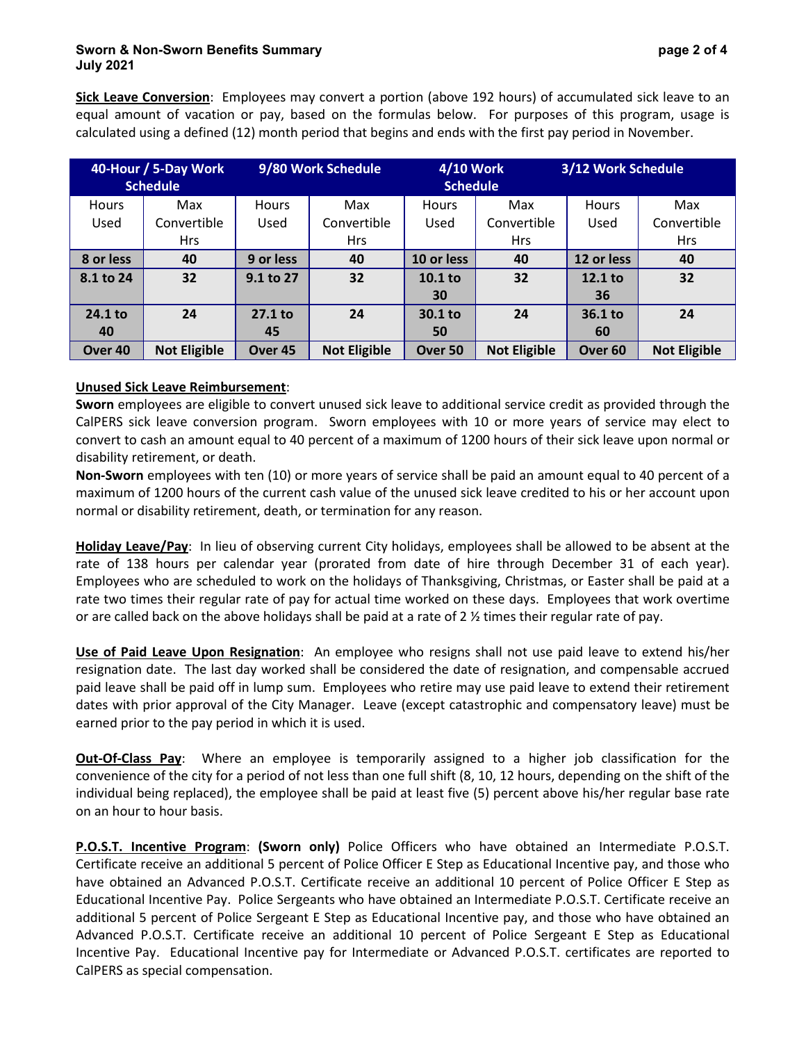**Sick Leave Conversion**: Employees may convert a portion (above 192 hours) of accumulated sick leave to an equal amount of vacation or pay, based on the formulas below. For purposes of this program, usage is calculated using a defined (12) month period that begins and ends with the first pay period in November.

| 40-Hour / 5-Day Work Schedule | | 9/80 Work Schedule | | 4/10 Work Schedule | | 3/12 Work Schedule | |
|---|---|---|---|---|---|---|---|
| Hours Used | Max Convertible Hrs | Hours Used | Max Convertible Hrs | Hours Used | Max Convertible Hrs | Hours Used | Max Convertible Hrs |
| **8 or less** | **40** | **9 or less** | **40** | **10 or less** | **40** | **12 or less** | **40** |
| **8.1 to 24** | **32** | **9.1 to 27** | **32** | **10.1 to 30** | **32** | **12.1 to 36** | **32** |
| **24.1 to 40** | **24** | **27.1 to 45** | **24** | **30.1 to 50** | **24** | **36.1 to 60** | **24** |
| **Over 40** | **Not Eligible** | **Over 45** | **Not Eligible** | **Over 50** | **Not Eligible** | **Over 60** | **Not Eligible** |

**Unused Sick Leave Reimbursement**:
**Sworn** employees are eligible to convert unused sick leave to additional service credit as provided through the CalPERS sick leave conversion program. Sworn employees with 10 or more years of service may elect to convert to cash an amount equal to 40 percent of a maximum of 1200 hours of their sick leave upon normal or disability retirement, or death.
**Non-Sworn** employees with ten (10) or more years of service shall be paid an amount equal to 40 percent of a maximum of 1200 hours of the current cash value of the unused sick leave credited to his or her account upon normal or disability retirement, death, or termination for any reason.

**Holiday Leave/Pay**: In lieu of observing current City holidays, employees shall be allowed to be absent at the rate of 138 hours per calendar year (prorated from date of hire through December 31 of each year). Employees who are scheduled to work on the holidays of Thanksgiving, Christmas, or Easter shall be paid at a rate two times their regular rate of pay for actual time worked on these days. Employees that work overtime or are called back on the above holidays shall be paid at a rate of 2 ½ times their regular rate of pay.

**Use of Paid Leave Upon Resignation**: An employee who resigns shall not use paid leave to extend his/her resignation date. The last day worked shall be considered the date of resignation, and compensable accrued paid leave shall be paid off in lump sum. Employees who retire may use paid leave to extend their retirement dates with prior approval of the City Manager. Leave (except catastrophic and compensatory leave) must be earned prior to the pay period in which it is used.

**Out-Of-Class Pay**: Where an employee is temporarily assigned to a higher job classification for the convenience of the city for a period of not less than one full shift (8, 10, 12 hours, depending on the shift of the individual being replaced), the employee shall be paid at least five (5) percent above his/her regular base rate on an hour to hour basis.

**P.O.S.T. Incentive Program**: **(Sworn only)** Police Officers who have obtained an Intermediate P.O.S.T. Certificate receive an additional 5 percent of Police Officer E Step as Educational Incentive pay, and those who have obtained an Advanced P.O.S.T. Certificate receive an additional 10 percent of Police Officer E Step as Educational Incentive Pay. Police Sergeants who have obtained an Intermediate P.O.S.T. Certificate receive an additional 5 percent of Police Sergeant E Step as Educational Incentive pay, and those who have obtained an Advanced P.O.S.T. Certificate receive an additional 10 percent of Police Sergeant E Step as Educational Incentive Pay. Educational Incentive pay for Intermediate or Advanced P.O.S.T. certificates are reported to CalPERS as special compensation.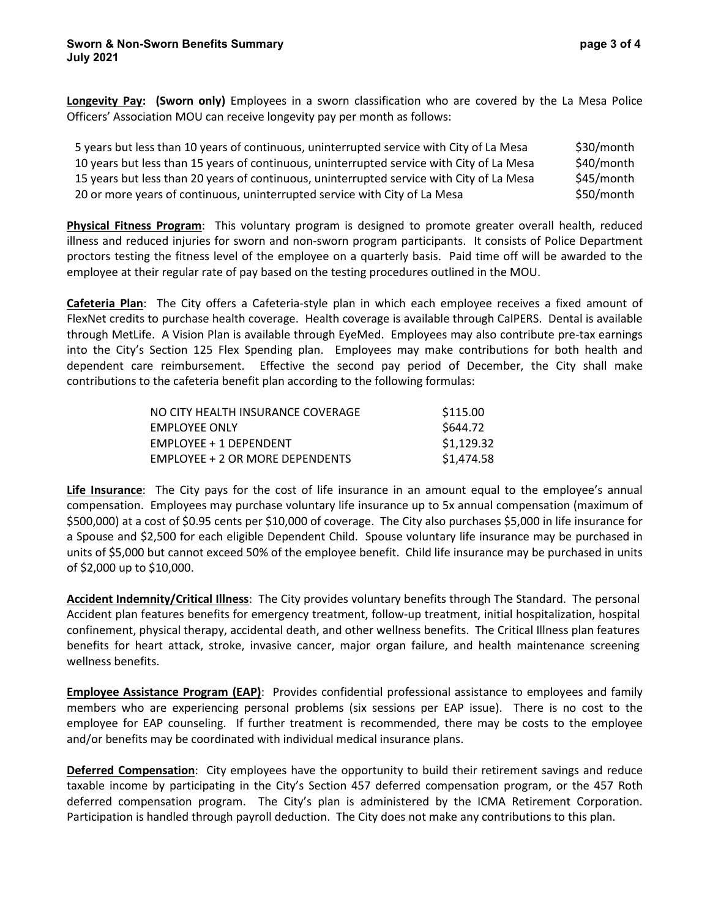**Longevity Pay: (Sworn only)** Employees in a sworn classification who are covered by the La Mesa Police Officers' Association MOU can receive longevity pay per month as follows:

| | |
|---|---|
| 5 years but less than 10 years of continuous, uninterrupted service with City of La Mesa | $30/month |
| 10 years but less than 15 years of continuous, uninterrupted service with City of La Mesa | $40/month |
| 15 years but less than 20 years of continuous, uninterrupted service with City of La Mesa | $45/month |
| 20 or more years of continuous, uninterrupted service with City of La Mesa | $50/month |

**Physical Fitness Program**: This voluntary program is designed to promote greater overall health, reduced illness and reduced injuries for sworn and non-sworn program participants. It consists of Police Department proctors testing the fitness level of the employee on a quarterly basis. Paid time off will be awarded to the employee at their regular rate of pay based on the testing procedures outlined in the MOU.

**Cafeteria Plan**: The City offers a Cafeteria-style plan in which each employee receives a fixed amount of FlexNet credits to purchase health coverage. Health coverage is available through CalPERS. Dental is available through MetLife. A Vision Plan is available through EyeMed. Employees may also contribute pre-tax earnings into the City's Section 125 Flex Spending plan. Employees may make contributions for both health and dependent care reimbursement. Effective the second pay period of December, the City shall make contributions to the cafeteria benefit plan according to the following formulas:

| | |
|---|---|
| NO CITY HEALTH INSURANCE COVERAGE | $115.00 |
| EMPLOYEE ONLY | $644.72 |
| EMPLOYEE + 1 DEPENDENT | $1,129.32 |
| EMPLOYEE + 2 OR MORE DEPENDENTS | $1,474.58 |

**Life Insurance**: The City pays for the cost of life insurance in an amount equal to the employee's annual compensation. Employees may purchase voluntary life insurance up to 5x annual compensation (maximum of $500,000) at a cost of $0.95 cents per $10,000 of coverage. The City also purchases $5,000 in life insurance for a Spouse and $2,500 for each eligible Dependent Child. Spouse voluntary life insurance may be purchased in units of $5,000 but cannot exceed 50% of the employee benefit. Child life insurance may be purchased in units of $2,000 up to $10,000.

**Accident Indemnity/Critical Illness**: The City provides voluntary benefits through The Standard. The personal Accident plan features benefits for emergency treatment, follow-up treatment, initial hospitalization, hospital confinement, physical therapy, accidental death, and other wellness benefits. The Critical Illness plan features benefits for heart attack, stroke, invasive cancer, major organ failure, and health maintenance screening wellness benefits.

**Employee Assistance Program (EAP)**: Provides confidential professional assistance to employees and family members who are experiencing personal problems (six sessions per EAP issue). There is no cost to the employee for EAP counseling. If further treatment is recommended, there may be costs to the employee and/or benefits may be coordinated with individual medical insurance plans.

**Deferred Compensation**: City employees have the opportunity to build their retirement savings and reduce taxable income by participating in the City's Section 457 deferred compensation program, or the 457 Roth deferred compensation program. The City's plan is administered by the ICMA Retirement Corporation. Participation is handled through payroll deduction. The City does not make any contributions to this plan.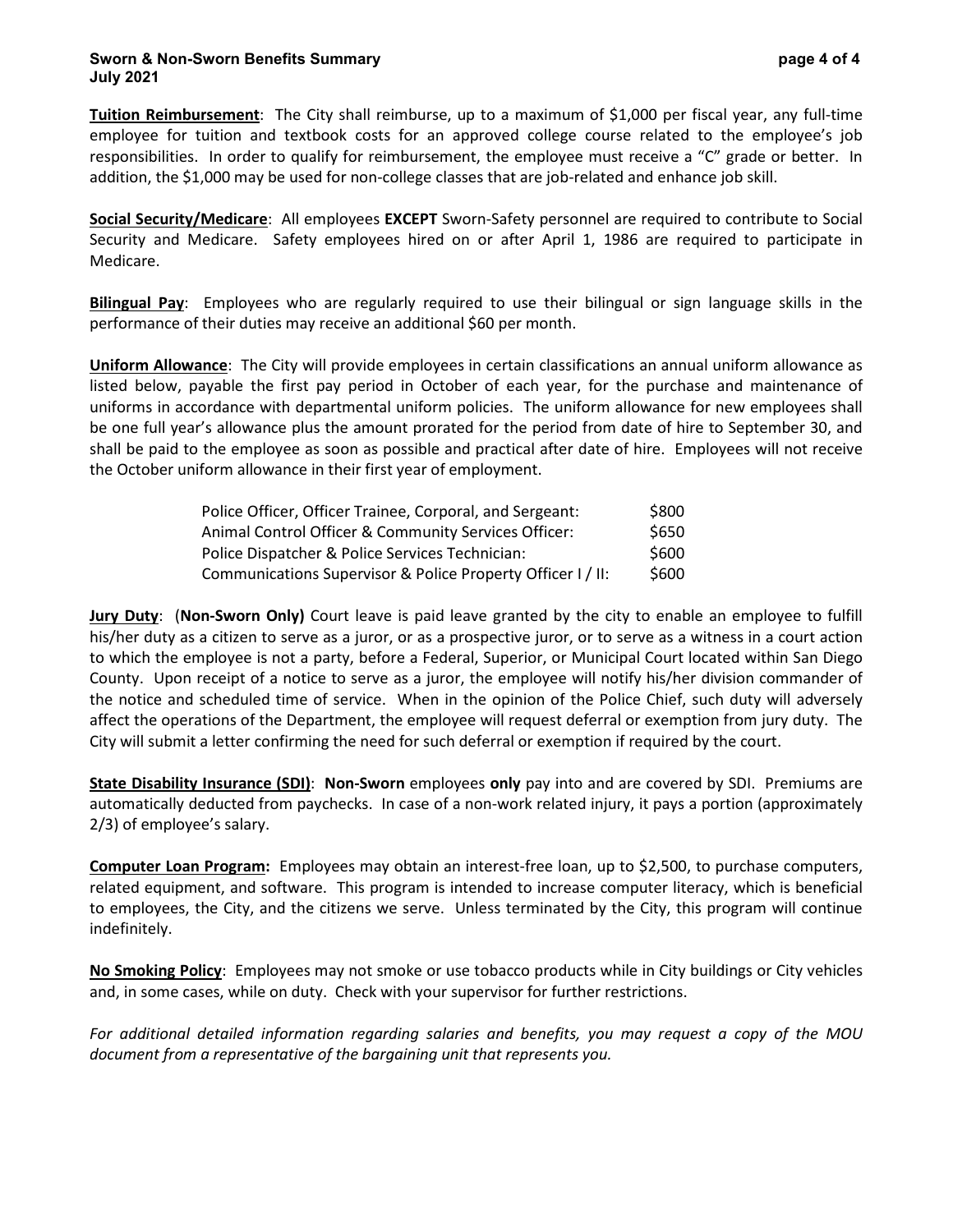**Tuition Reimbursement**: The City shall reimburse, up to a maximum of $1,000 per fiscal year, any full-time employee for tuition and textbook costs for an approved college course related to the employee's job responsibilities. In order to qualify for reimbursement, the employee must receive a "C" grade or better. In addition, the $1,000 may be used for non-college classes that are job-related and enhance job skill.

**Social Security/Medicare**: All employees **EXCEPT** Sworn-Safety personnel are required to contribute to Social Security and Medicare. Safety employees hired on or after April 1, 1986 are required to participate in Medicare.

**Bilingual Pay**: Employees who are regularly required to use their bilingual or sign language skills in the performance of their duties may receive an additional $60 per month.

**Uniform Allowance**: The City will provide employees in certain classifications an annual uniform allowance as listed below, payable the first pay period in October of each year, for the purchase and maintenance of uniforms in accordance with departmental uniform policies. The uniform allowance for new employees shall be one full year's allowance plus the amount prorated for the period from date of hire to September 30, and shall be paid to the employee as soon as possible and practical after date of hire. Employees will not receive the October uniform allowance in their first year of employment.

| | |
|---|---|
| Police Officer, Officer Trainee, Corporal, and Sergeant: | $800 |
| Animal Control Officer & Community Services Officer: | $650 |
| Police Dispatcher & Police Services Technician: | $600 |
| Communications Supervisor & Police Property Officer I / II: | $600 |

**Jury Duty**: (**Non-Sworn Only)** Court leave is paid leave granted by the city to enable an employee to fulfill his/her duty as a citizen to serve as a juror, or as a prospective juror, or to serve as a witness in a court action to which the employee is not a party, before a Federal, Superior, or Municipal Court located within San Diego County. Upon receipt of a notice to serve as a juror, the employee will notify his/her division commander of the notice and scheduled time of service. When in the opinion of the Police Chief, such duty will adversely affect the operations of the Department, the employee will request deferral or exemption from jury duty. The City will submit a letter confirming the need for such deferral or exemption if required by the court.

**State Disability Insurance (SDI)**: **Non-Sworn** employees **only** pay into and are covered by SDI. Premiums are automatically deducted from paychecks. In case of a non-work related injury, it pays a portion (approximately 2/3) of employee's salary.

**Computer Loan Program:** Employees may obtain an interest-free loan, up to $2,500, to purchase computers, related equipment, and software. This program is intended to increase computer literacy, which is beneficial to employees, the City, and the citizens we serve. Unless terminated by the City, this program will continue indefinitely.

**No Smoking Policy**: Employees may not smoke or use tobacco products while in City buildings or City vehicles and, in some cases, while on duty. Check with your supervisor for further restrictions.

*For additional detailed information regarding salaries and benefits, you may request a copy of the MOU document from a representative of the bargaining unit that represents you.*